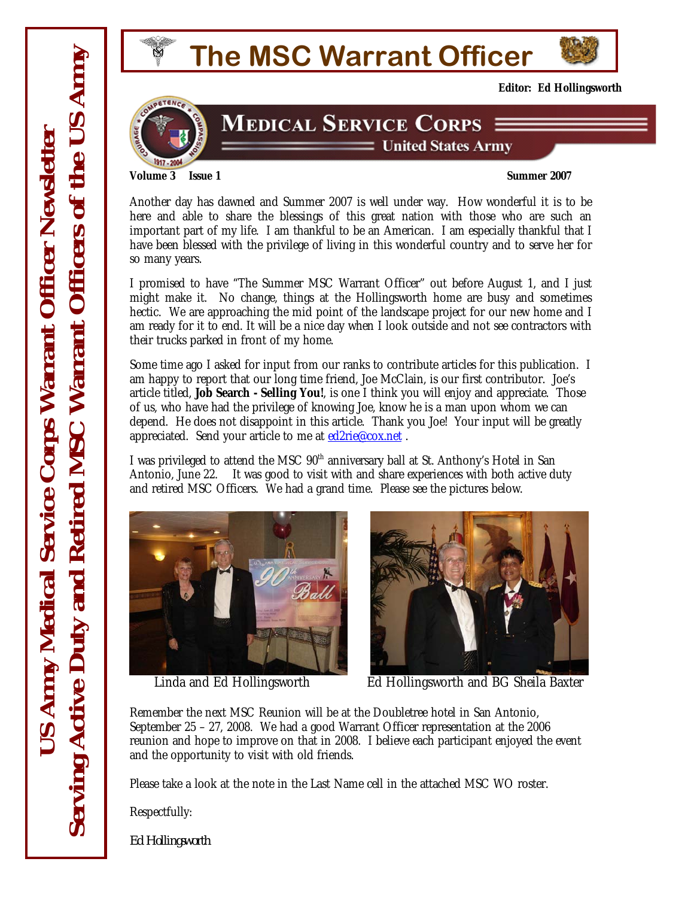# The MSC Warrant Officer

**Editor: Ed Hollingsworth**

US Army Medical Service Corps Warrant Officer Newsletter

Serving Active Duty and Retired MSC Warrant Officers of the US Army

MEDICAL SERVICE CORPS
United States Army

**Volume 3 Issue 1** **Summer 2007**

Another day has dawned and Summer 2007 is well under way. How wonderful it is to be here and able to share the blessings of this great nation with those who are such an important part of my life. I am thankful to be an American. I am especially thankful that I have been blessed with the privilege of living in this wonderful country and to serve her for so many years.

I promised to have "The Summer MSC Warrant Officer" out before August 1, and I just might make it. No change, things at the Hollingsworth home are busy and sometimes hectic. We are approaching the mid point of the landscape project for our new home and I am ready for it to end. It will be a nice day when I look outside and not see contractors with their trucks parked in front of my home.

Some time ago I asked for input from our ranks to contribute articles for this publication. I am happy to report that our long time friend, Joe McClain, is our first contributor. Joe's article titled, **Job Search - Selling You!**, is one I think you will enjoy and appreciate. Those of us, who have had the privilege of knowing Joe, know he is a man upon whom we can depend. He does not disappoint in this article. Thank you Joe! Your input will be greatly appreciated. Send your article to me at ed2rie@cox.net .

I was privileged to attend the MSC 90th anniversary ball at St. Anthony's Hotel in San Antonio, June 22. It was good to visit with and share experiences with both active duty and retired MSC Officers. We had a grand time. Please see the pictures below.

Linda and Ed Hollingsworth

Ed Hollingsworth and BG Sheila Baxter

Remember the next MSC Reunion will be at the Doubletree hotel in San Antonio, September 25 – 27, 2008. We had a good Warrant Officer representation at the 2006 reunion and hope to improve on that in 2008. I believe each participant enjoyed the event and the opportunity to visit with old friends.

Please take a look at the note in the Last Name cell in the attached MSC WO roster.

Respectfully:

*Ed Hollingsworth*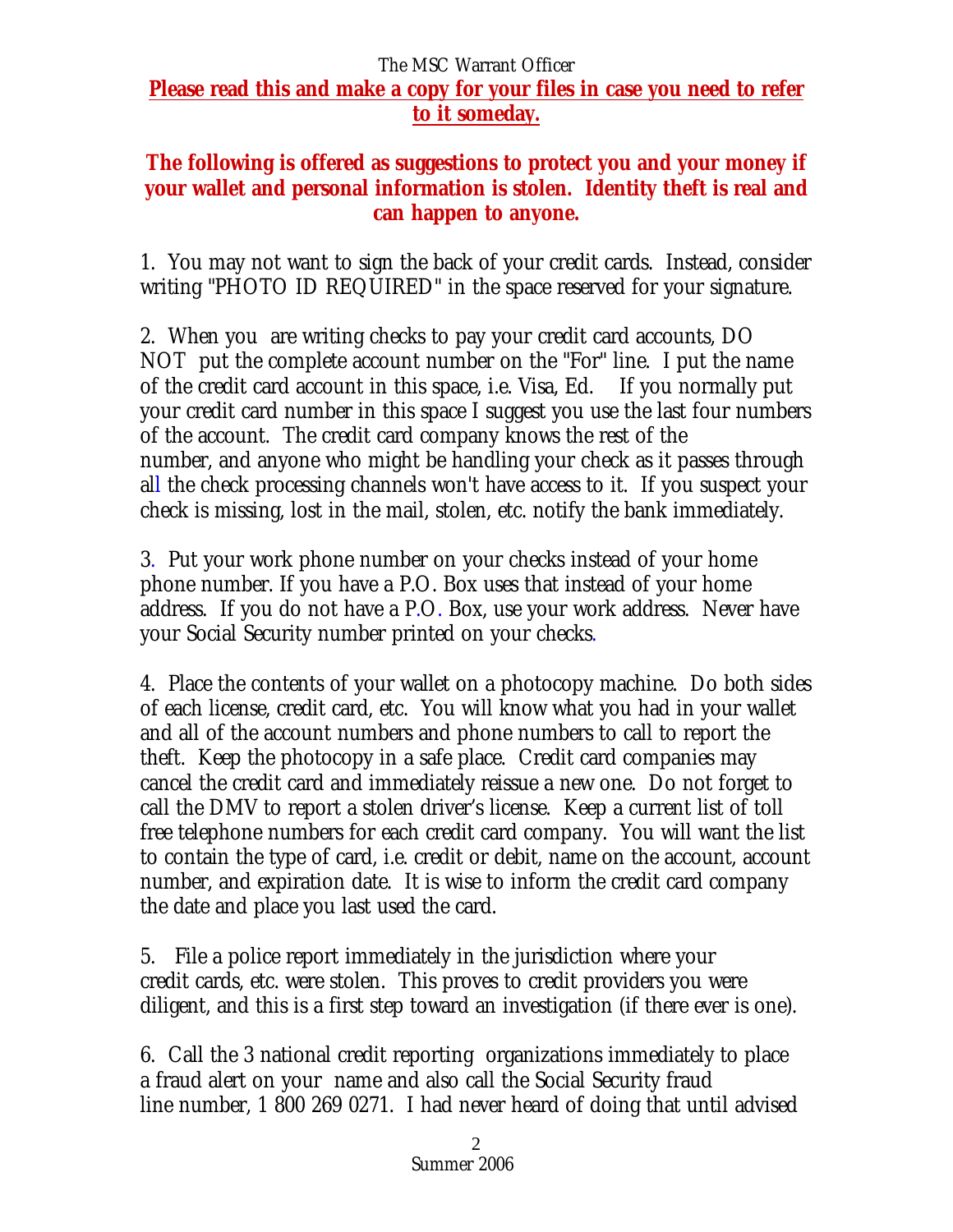The MSC Warrant Officer

**Please read this and make a copy for your files in case you need to refer to it someday.**

**The following is offered as suggestions to protect you and your money if your wallet and personal information is stolen. Identity theft is real and can happen to anyone.**

1. You may not want to sign the back of your credit cards. Instead, consider writing "PHOTO ID REQUIRED" in the space reserved for your signature.

2. When you are writing checks to pay your credit card accounts, DO NOT put the complete account number on the "For" line. I put the name of the credit card account in this space, i.e. Visa, Ed. If you normally put your credit card number in this space I suggest you use the last four numbers of the account. The credit card company knows the rest of the number, and anyone who might be handling your check as it passes through all the check processing channels won't have access to it. If you suspect your check is missing, lost in the mail, stolen, etc. notify the bank immediately.

3. Put your work phone number on your checks instead of your home phone number. If you have a P.O. Box uses that instead of your home address. If you do not have a P.O. Box, use your work address. Never have your Social Security number printed on your checks.

4. Place the contents of your wallet on a photocopy machine. Do both sides of each license, credit card, etc. You will know what you had in your wallet and all of the account numbers and phone numbers to call to report the theft. Keep the photocopy in a safe place. Credit card companies may cancel the credit card and immediately reissue a new one. Do not forget to call the DMV to report a stolen driver's license. Keep a current list of toll free telephone numbers for each credit card company. You will want the list to contain the type of card, i.e. credit or debit, name on the account, account number, and expiration date. It is wise to inform the credit card company the date and place you last used the card.

5. File a police report immediately in the jurisdiction where your credit cards, etc. were stolen. This proves to credit providers you were diligent, and this is a first step toward an investigation (if there ever is one).

6. Call the 3 national credit reporting organizations immediately to place a fraud alert on your name and also call the Social Security fraud line number, 1 800 269 0271. I had never heard of doing that until advised

Summer 2006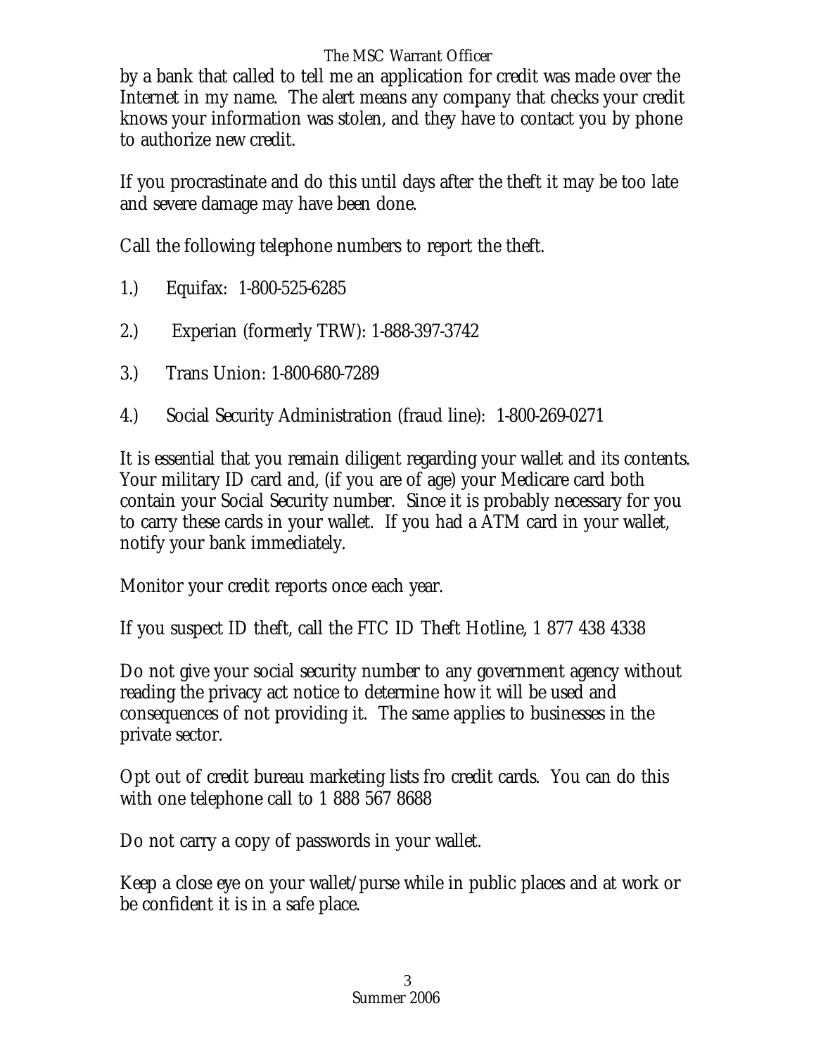by a bank that called to tell me an application for credit was made over the Internet in my name. The alert means any company that checks your credit knows your information was stolen, and they have to contact you by phone to authorize new credit.

If you procrastinate and do this until days after the theft it may be too late and severe damage may have been done.

Call the following telephone numbers to report the theft.

1.) Equifax: 1-800-525-6285

2.) Experian (formerly TRW): 1-888-397-3742

3.) Trans Union: 1-800-680-7289

4.) Social Security Administration (fraud line): 1-800-269-0271

It is essential that you remain diligent regarding your wallet and its contents. Your military ID card and, (if you are of age) your Medicare card both contain your Social Security number. Since it is probably necessary for you to carry these cards in your wallet. If you had a ATM card in your wallet, notify your bank immediately.

Monitor your credit reports once each year.

If you suspect ID theft, call the FTC ID Theft Hotline, 1 877 438 4338

Do not give your social security number to any government agency without reading the privacy act notice to determine how it will be used and consequences of not providing it. The same applies to businesses in the private sector.

Opt out of credit bureau marketing lists fro credit cards. You can do this with one telephone call to 1 888 567 8688

Do not carry a copy of passwords in your wallet.

Keep a close eye on your wallet/purse while in public places and at work or be confident it is in a safe place.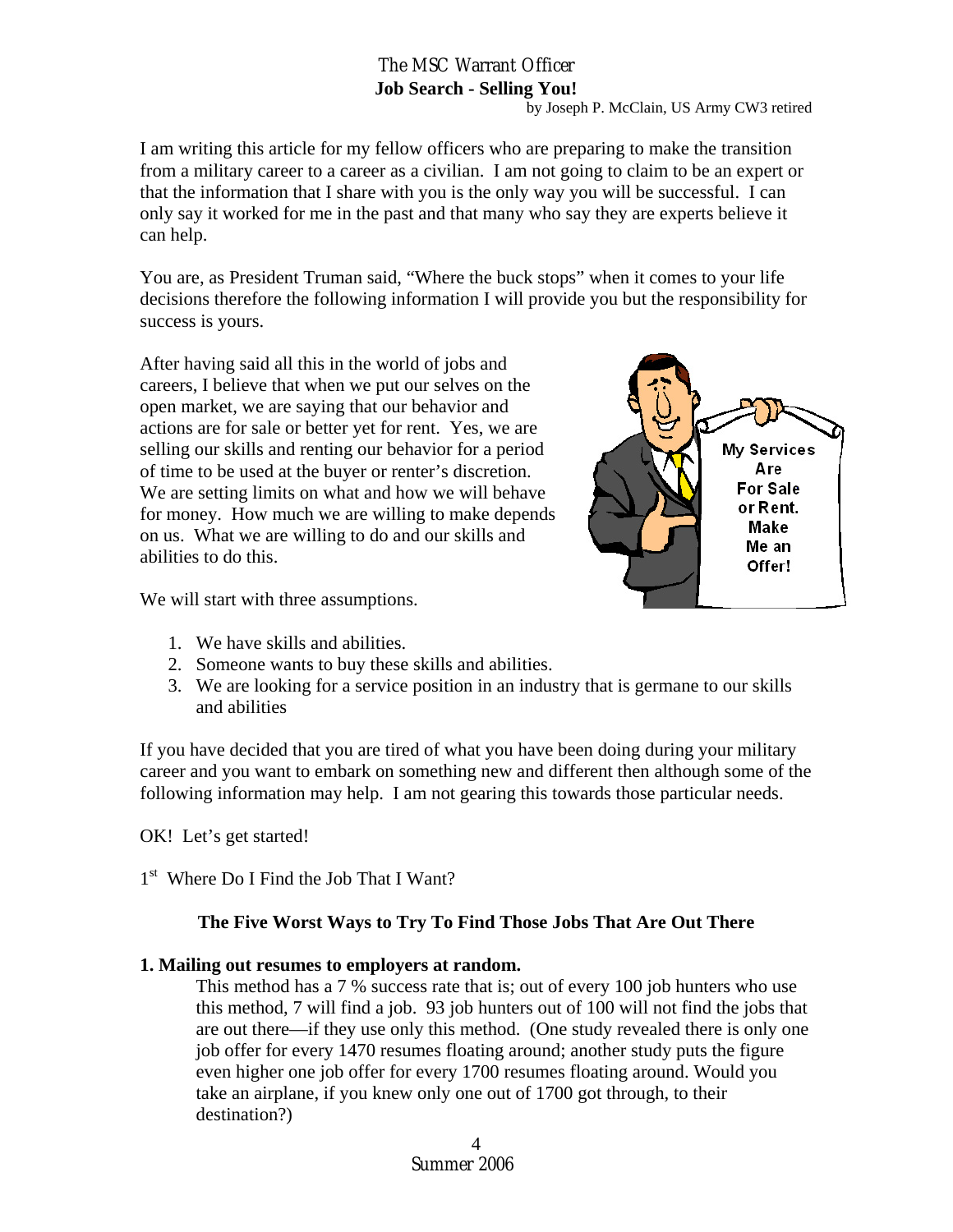## The MSC Warrant Officer

### Job Search - Selling You!

by Joseph P. McClain, US Army CW3 retired

I am writing this article for my fellow officers who are preparing to make the transition from a military career to a career as a civilian. I am not going to claim to be an expert or that the information that I share with you is the only way you will be successful. I can only say it worked for me in the past and that many who say they are experts believe it can help.

You are, as President Truman said, "Where the buck stops" when it comes to your life decisions therefore the following information I will provide you but the responsibility for success is yours.

After having said all this in the world of jobs and careers, I believe that when we put our selves on the open market, we are saying that our behavior and actions are for sale or better yet for rent. Yes, we are selling our skills and renting our behavior for a period of time to be used at the buyer or renter's discretion. We are setting limits on what and how we will behave for money. How much we are willing to make depends on us. What we are willing to do and our skills and abilities to do this.

We will start with three assumptions.

1. We have skills and abilities.
2. Someone wants to buy these skills and abilities.
3. We are looking for a service position in an industry that is germane to our skills and abilities

If you have decided that you are tired of what you have been doing during your military career and you want to embark on something new and different then although some of the following information may help. I am not gearing this towards those particular needs.

OK! Let's get started!

1st Where Do I Find the Job That I Want?

### The Five Worst Ways to Try To Find Those Jobs That Are Out There

**1. Mailing out resumes to employers at random.**

This method has a 7 % success rate that is; out of every 100 job hunters who use this method, 7 will find a job. 93 job hunters out of 100 will not find the jobs that are out there—if they use only this method. (One study revealed there is only one job offer for every 1470 resumes floating around; another study puts the figure even higher one job offer for every 1700 resumes floating around. Would you take an airplane, if you knew only one out of 1700 got through, to their destination?)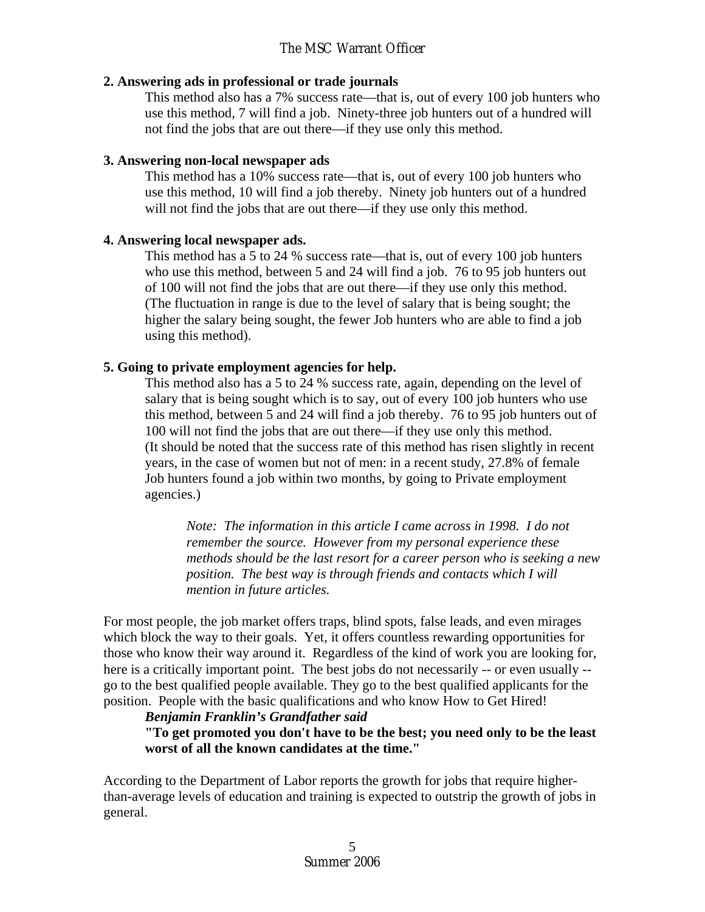**2. Answering ads in professional or trade journals**

This method also has a 7% success rate—that is, out of every 100 job hunters who use this method, 7 will find a job. Ninety-three job hunters out of a hundred will not find the jobs that are out there—if they use only this method.

**3. Answering non-local newspaper ads**

This method has a 10% success rate—that is, out of every 100 job hunters who use this method, 10 will find a job thereby. Ninety job hunters out of a hundred will not find the jobs that are out there—if they use only this method.

**4. Answering local newspaper ads.**

This method has a 5 to 24 % success rate—that is, out of every 100 job hunters who use this method, between 5 and 24 will find a job. 76 to 95 job hunters out of 100 will not find the jobs that are out there—if they use only this method. (The fluctuation in range is due to the level of salary that is being sought; the higher the salary being sought, the fewer Job hunters who are able to find a job using this method).

**5. Going to private employment agencies for help.**

This method also has a 5 to 24 % success rate, again, depending on the level of salary that is being sought which is to say, out of every 100 job hunters who use this method, between 5 and 24 will find a job thereby. 76 to 95 job hunters out of 100 will not find the jobs that are out there—if they use only this method. (It should be noted that the success rate of this method has risen slightly in recent years, in the case of women but not of men: in a recent study, 27.8% of female Job hunters found a job within two months, by going to Private employment agencies.)

> *Note: The information in this article I came across in 1998. I do not remember the source. However from my personal experience these methods should be the last resort for a career person who is seeking a new position. The best way is through friends and contacts which I will mention in future articles.*

For most people, the job market offers traps, blind spots, false leads, and even mirages which block the way to their goals. Yet, it offers countless rewarding opportunities for those who know their way around it. Regardless of the kind of work you are looking for, here is a critically important point. The best jobs do not necessarily -- or even usually -- go to the best qualified people available. They go to the best qualified applicants for the position. People with the basic qualifications and who know How to Get Hired!

***Benjamin Franklin's Grandfather said***

**"To get promoted you don't have to be the best; you need only to be the least worst of all the known candidates at the time."**

According to the Department of Labor reports the growth for jobs that require higher-than-average levels of education and training is expected to outstrip the growth of jobs in general.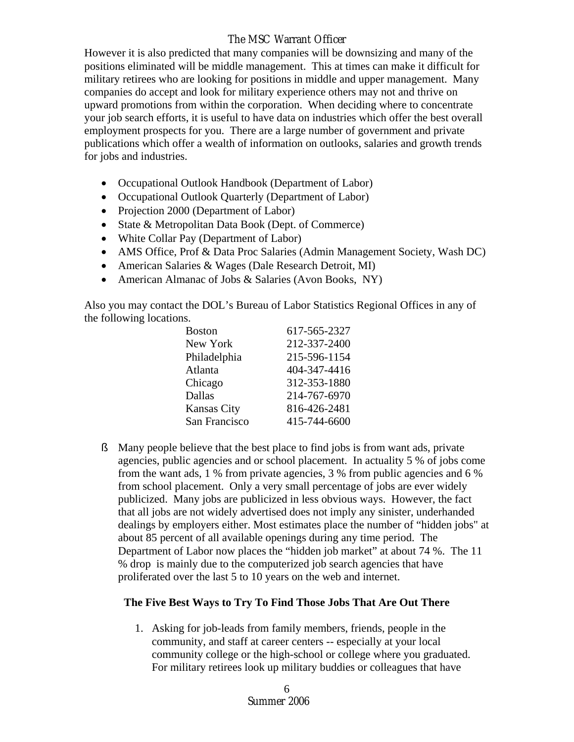However it is also predicted that many companies will be downsizing and many of the positions eliminated will be middle management. This at times can make it difficult for military retirees who are looking for positions in middle and upper management. Many companies do accept and look for military experience others may not and thrive on upward promotions from within the corporation. When deciding where to concentrate your job search efforts, it is useful to have data on industries which offer the best overall employment prospects for you. There are a large number of government and private publications which offer a wealth of information on outlooks, salaries and growth trends for jobs and industries.

- Occupational Outlook Handbook (Department of Labor)
- Occupational Outlook Quarterly (Department of Labor)
- Projection 2000 (Department of Labor)
- State & Metropolitan Data Book (Dept. of Commerce)
- White Collar Pay (Department of Labor)
- AMS Office, Prof & Data Proc Salaries (Admin Management Society, Wash DC)
- American Salaries & Wages (Dale Research Detroit, MI)
- American Almanac of Jobs & Salaries (Avon Books, NY)

Also you may contact the DOL's Bureau of Labor Statistics Regional Offices in any of the following locations.

| | |
|---|---|
| Boston | 617-565-2327 |
| New York | 212-337-2400 |
| Philadelphia | 215-596-1154 |
| Atlanta | 404-347-4416 |
| Chicago | 312-353-1880 |
| Dallas | 214-767-6970 |
| Kansas City | 816-426-2481 |
| San Francisco | 415-744-6600 |

- Many people believe that the best place to find jobs is from want ads, private agencies, public agencies and or school placement. In actuality 5 % of jobs come from the want ads, 1 % from private agencies, 3 % from public agencies and 6 % from school placement. Only a very small percentage of jobs are ever widely publicized. Many jobs are publicized in less obvious ways. However, the fact that all jobs are not widely advertised does not imply any sinister, underhanded dealings by employers either. Most estimates place the number of "hidden jobs" at about 85 percent of all available openings during any time period. The Department of Labor now places the "hidden job market" at about 74 %. The 11 % drop is mainly due to the computerized job search agencies that have proliferated over the last 5 to 10 years on the web and internet.

**The Five Best Ways to Try To Find Those Jobs That Are Out There**

1. Asking for job-leads from family members, friends, people in the community, and staff at career centers -- especially at your local community college or the high-school or college where you graduated. For military retirees look up military buddies or colleagues that have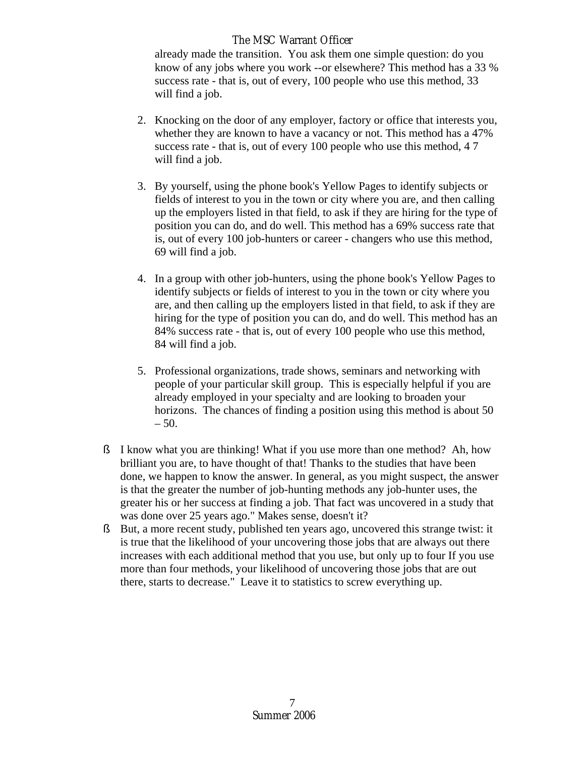already made the transition. You ask them one simple question: do you know of any jobs where you work --or elsewhere? This method has a 33 % success rate - that is, out of every, 100 people who use this method, 33 will find a job.

2. Knocking on the door of any employer, factory or office that interests you, whether they are known to have a vacancy or not. This method has a 47% success rate - that is, out of every 100 people who use this method, 4 7 will find a job.

3. By yourself, using the phone book's Yellow Pages to identify subjects or fields of interest to you in the town or city where you are, and then calling up the employers listed in that field, to ask if they are hiring for the type of position you can do, and do well. This method has a 69% success rate that is, out of every 100 job-hunters or career - changers who use this method, 69 will find a job.

4. In a group with other job-hunters, using the phone book's Yellow Pages to identify subjects or fields of interest to you in the town or city where you are, and then calling up the employers listed in that field, to ask if they are hiring for the type of position you can do, and do well. This method has an 84% success rate - that is, out of every 100 people who use this method, 84 will find a job.

5. Professional organizations, trade shows, seminars and networking with people of your particular skill group. This is especially helpful if you are already employed in your specialty and are looking to broaden your horizons. The chances of finding a position using this method is about 50 – 50.

- I know what you are thinking! What if you use more than one method? Ah, how brilliant you are, to have thought of that! Thanks to the studies that have been done, we happen to know the answer. In general, as you might suspect, the answer is that the greater the number of job-hunting methods any job-hunter uses, the greater his or her success at finding a job. That fact was uncovered in a study that was done over 25 years ago." Makes sense, doesn't it?
- But, a more recent study, published ten years ago, uncovered this strange twist: it is true that the likelihood of your uncovering those jobs that are always out there increases with each additional method that you use, but only up to four If you use more than four methods, your likelihood of uncovering those jobs that are out there, starts to decrease." Leave it to statistics to screw everything up.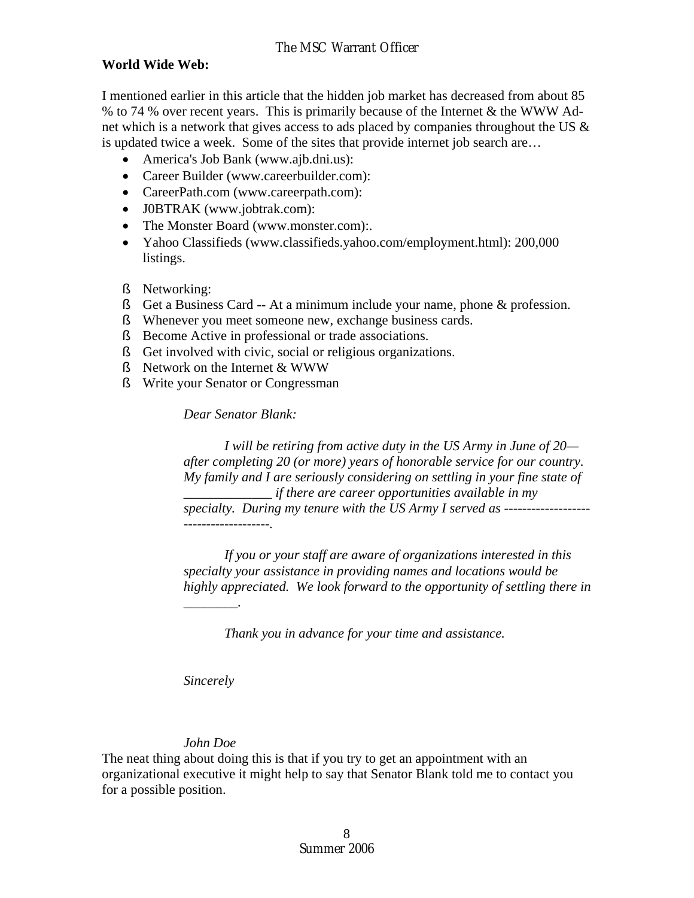**World Wide Web:**

I mentioned earlier in this article that the hidden job market has decreased from about 85 % to 74 % over recent years. This is primarily because of the Internet & the WWW Ad-net which is a network that gives access to ads placed by companies throughout the US & is updated twice a week. Some of the sites that provide internet job search are…

- America's Job Bank (www.ajb.dni.us):
- Career Builder (www.careerbuilder.com):
- CareerPath.com (www.careerpath.com):
- J0BTRAK (www.jobtrak.com):
- The Monster Board (www.monster.com):.
- Yahoo Classifieds (www.classifieds.yahoo.com/employment.html): 200,000 listings.

- Networking:
- Get a Business Card -- At a minimum include your name, phone & profession.
- Whenever you meet someone new, exchange business cards.
- Become Active in professional or trade associations.
- Get involved with civic, social or religious organizations.
- Network on the Internet & WWW
- Write your Senator or Congressman

> *Dear Senator Blank:*
>
> *I will be retiring from active duty in the US Army in June of 20— after completing 20 (or more) years of honorable service for our country. My family and I are seriously considering on settling in your fine state of _____________ if there are career opportunities available in my specialty. During my tenure with the US Army I served as --------------------------------------.*
>
> *If you or your staff are aware of organizations interested in this specialty your assistance in providing names and locations would be highly appreciated. We look forward to the opportunity of settling there in ________.*
>
> *Thank you in advance for your time and assistance.*
>
> *Sincerely*
>
> *John Doe*

The neat thing about doing this is that if you try to get an appointment with an organizational executive it might help to say that Senator Blank told me to contact you for a possible position.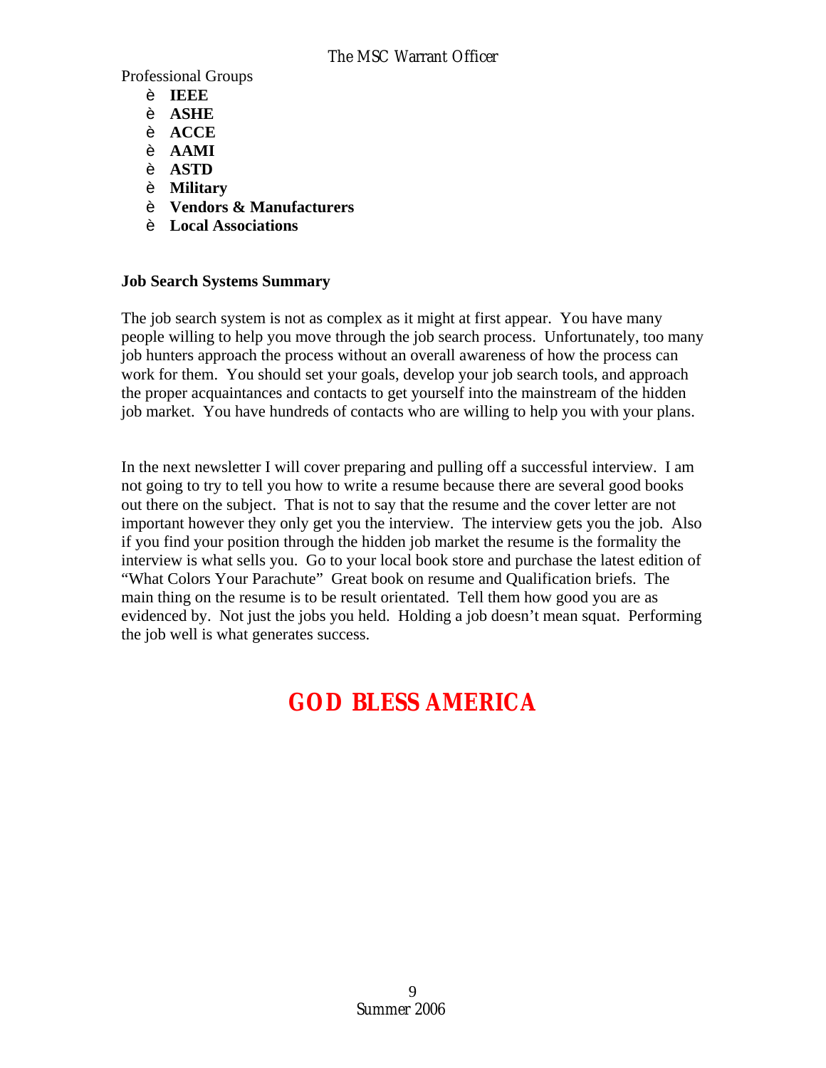Professional Groups

- **IEEE**
- **ASHE**
- **ACCE**
- **AAMI**
- **ASTD**
- **Military**
- **Vendors & Manufacturers**
- **Local Associations**

**Job Search Systems Summary**

The job search system is not as complex as it might at first appear. You have many people willing to help you move through the job search process. Unfortunately, too many job hunters approach the process without an overall awareness of how the process can work for them. You should set your goals, develop your job search tools, and approach the proper acquaintances and contacts to get yourself into the mainstream of the hidden job market. You have hundreds of contacts who are willing to help you with your plans.

In the next newsletter I will cover preparing and pulling off a successful interview. I am not going to try to tell you how to write a resume because there are several good books out there on the subject. That is not to say that the resume and the cover letter are not important however they only get you the interview. The interview gets you the job. Also if you find your position through the hidden job market the resume is the formality the interview is what sells you. Go to your local book store and purchase the latest edition of "What Colors Your Parachute" Great book on resume and Qualification briefs. The main thing on the resume is to be result orientated. Tell them how good you are as evidenced by. Not just the jobs you held. Holding a job doesn't mean squat. Performing the job well is what generates success.

# GOD BLESS AMERICA